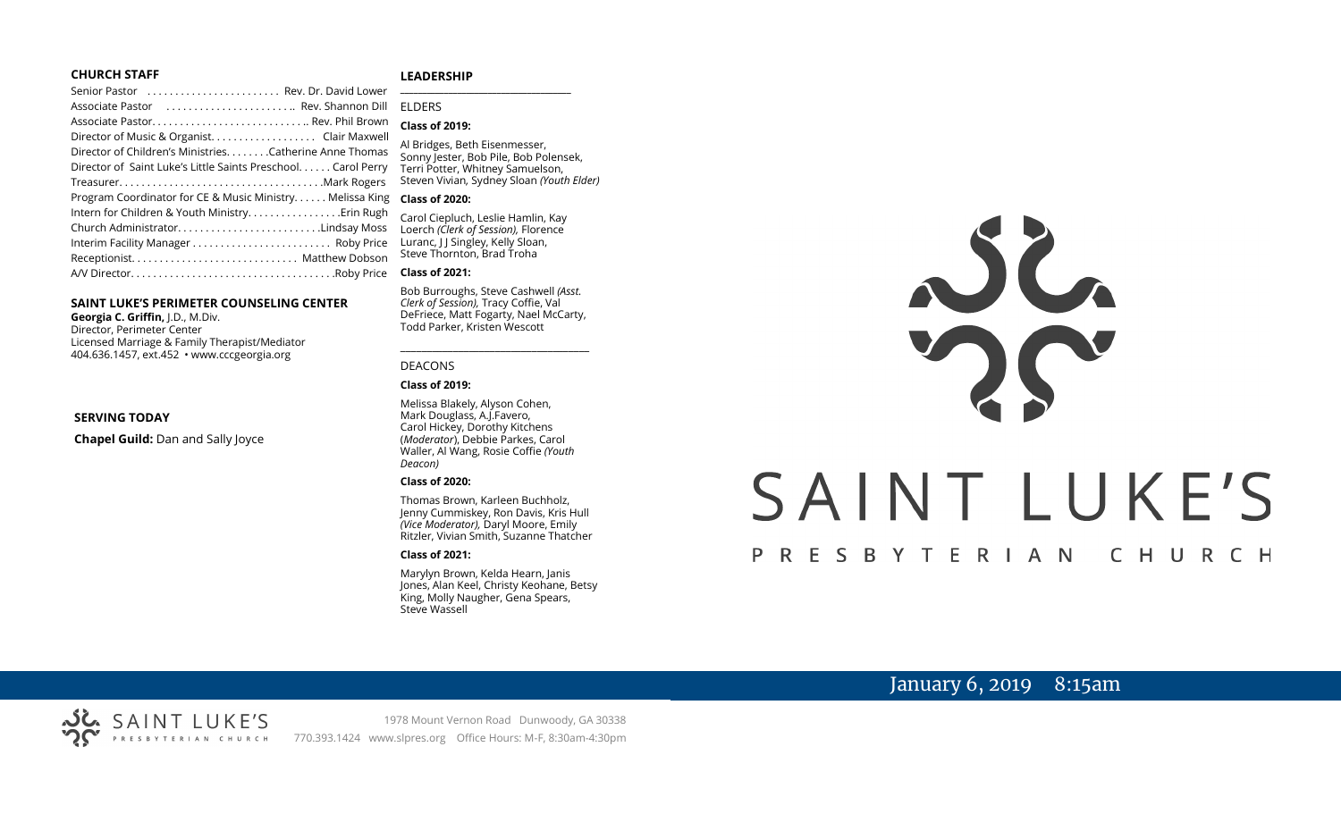## CHURCH STAFF

Senior Pastor . . . . . . . . . . . . . . . . . . . . . . . Rev. Dr. David Lower
Associate Pastor . . . . . . . . . . . . . . . . . . . . . .. Rev. Shannon Dill
Associate Pastor. . . . . . . . . . . . . . . . . . . . . . . . . . .. Rev. Phil Brown
Director of Music & Organist. . . . . . . . . . . . . . . . . . Clair Maxwell
Director of Children's Ministries. . . . . . . .Catherine Anne Thomas
Director of Saint Luke's Little Saints Preschool. . . . . . Carol Perry
Treasurer. . . . . . . . . . . . . . . . . . . . . . . . . . . . . . . . . . . .Mark Rogers
Program Coordinator for CE & Music Ministry. . . . . . Melissa King
Intern for Children & Youth Ministry. . . . . . . . . . . . . . . . .Erin Rugh
Church Administrator. . . . . . . . . . . . . . . . . . . . . . . . . .Lindsay Moss
Interim Facility Manager . . . . . . . . . . . . . . . . . . . . . . . . . Roby Price
Receptionist. . . . . . . . . . . . . . . . . . . . . . . . . . . . . Matthew Dobson
A/V Director. . . . . . . . . . . . . . . . . . . . . . . . . . . . . . . . . . . .Roby Price

## SAINT LUKE'S PERIMETER COUNSELING CENTER

**Georgia C. Griffin,** J.D., M.Div.
Director, Perimeter Center
Licensed Marriage & Family Therapist/Mediator
404.636.1457, ext.452 • www.cccgeorgia.org

## SERVING TODAY

**Chapel Guild:** Dan and Sally Joyce

## LEADERSHIP

ELDERS

**Class of 2019:**

Al Bridges, Beth Eisenmesser, Sonny Jester, Bob Pile, Bob Polensek, Terri Potter, Whitney Samuelson, Steven Vivian*,* Sydney Sloan *(Youth Elder)*

**Class of 2020:**

Carol Ciepluch, Leslie Hamlin, Kay Loerch *(Clerk of Session),* Florence Luranc, J J Singley, Kelly Sloan, Steve Thornton, Brad Troha

**Class of 2021:**

Bob Burroughs, Steve Cashwell *(Asst. Clerk of Session),* Tracy Coffie, Val DeFriece, Matt Fogarty, Nael McCarty, Todd Parker, Kristen Wescott

DEACONS

**Class of 2019:**

Melissa Blakely, Alyson Cohen, Mark Douglass, A.J.Favero, Carol Hickey, Dorothy Kitchens (*Moderator*), Debbie Parkes, Carol Waller, Al Wang, Rosie Coffie *(Youth Deacon)*

**Class of 2020:**

Thomas Brown, Karleen Buchholz, Jenny Cummiskey, Ron Davis, Kris Hull *(Vice Moderator),* Daryl Moore, Emily Ritzler, Vivian Smith, Suzanne Thatcher

**Class of 2021:**

Marylyn Brown, Kelda Hearn, Janis Jones, Alan Keel, Christy Keohane, Betsy King, Molly Naugher, Gena Spears, Steve Wassell

# SAINT LUKE'S PRESBYTERIAN CHURCH

January 6, 2019 8:15am

SAINT LUKE'S PRESBYTERIAN CHURCH

1978 Mount Vernon Road Dunwoody, GA 30338
770.393.1424 www.slpres.org Office Hours: M-F, 8:30am-4:30pm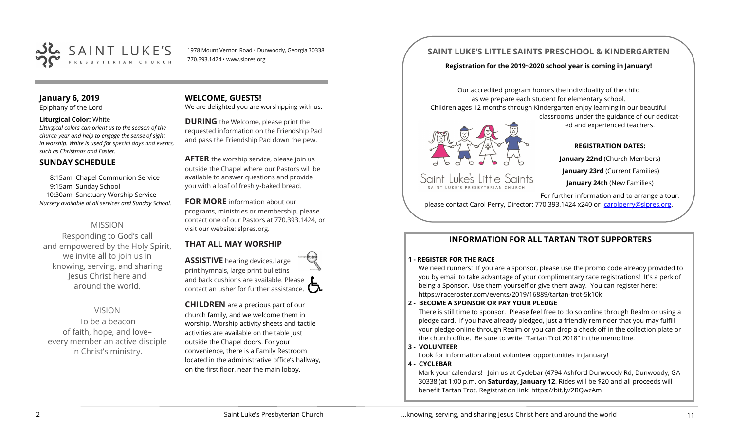SAINT LUKE'S PRESBYTERIAN CHURCH

1978 Mount Vernon Road • Dunwoody, Georgia 30338
770.393.1424 • www.slpres.org

## January 6, 2019

Epiphany of the Lord

**Liturgical Color:** White

*Liturgical colors can orient us to the season of the church year and help to engage the sense of sight in worship. White is used for special days and events, such as Christmas and Easter.*

## SUNDAY SCHEDULE

8:15am Chapel Communion Service
9:15am Sunday School
10:30am Sanctuary Worship Service
*Nursery available at all services and Sunday School.*

### MISSION

Responding to God's call and empowered by the Holy Spirit, we invite all to join us in knowing, serving, and sharing Jesus Christ here and around the world.

### VISION

To be a beacon of faith, hope, and love– every member an active disciple in Christ's ministry.

## WELCOME, GUESTS!

We are delighted you are worshipping with us.

**DURING** the Welcome, please print the requested information on the Friendship Pad and pass the Friendship Pad down the pew.

**AFTER** the worship service, please join us outside the Chapel where our Pastors will be available to answer questions and provide you with a loaf of freshly-baked bread.

**FOR MORE** information about our programs, ministries or membership, please contact one of our Pastors at 770.393.1424, or visit our website: slpres.org.

## THAT ALL MAY WORSHIP

**ASSISTIVE** hearing devices, large print hymnals, large print bulletins and back cushions are available. Please contact an usher for further assistance.

**CHILDREN** are a precious part of our church family, and we welcome them in worship. Worship activity sheets and tactile activities are available on the table just outside the Chapel doors. For your convenience, there is a Family Restroom located in the administrative office's hallway, on the first floor, near the main lobby.

## SAINT LUKE'S LITTLE SAINTS PRESCHOOL & KINDERGARTEN

**Registration for the 2019~2020 school year is coming in January!**

Our accredited program honors the individuality of the child as we prepare each student for elementary school. Children ages 12 months through Kindergarten enjoy learning in our beautiful classrooms under the guidance of our dedicated and experienced teachers.

Saint Luke's Little Saints
SAINT LUKE'S PRESBYTERIAN CHURCH

**REGISTRATION DATES:**

**January 22nd** (Church Members)

**January 23rd** (Current Families)

**January 24th** (New Families)

For further information and to arrange a tour, please contact Carol Perry, Director: 770.393.1424 x240 or carolperry@slpres.org.

## INFORMATION FOR ALL TARTAN TROT SUPPORTERS

**1 - REGISTER FOR THE RACE**

We need runners! If you are a sponsor, please use the promo code already provided to you by email to take advantage of your complimentary race registrations! It's a perk of being a Sponsor. Use them yourself or give them away. You can register here: https://raceroster.com/events/2019/16889/tartan-trot-5k10k

**2 - BECOME A SPONSOR OR PAY YOUR PLEDGE**

There is still time to sponsor. Please feel free to do so online through Realm or using a pledge card. If you have already pledged, just a friendly reminder that you may fulfill your pledge online through Realm or you can drop a check off in the collection plate or the church office. Be sure to write "Tartan Trot 2018" in the memo line.

**3 - VOLUNTEER**

Look for information about volunteer opportunities in January!

**4 - CYCLEBAR**

Mark your calendars! Join us at Cyclebar (4794 Ashford Dunwoody Rd, Dunwoody, GA 30338 )at 1:00 p.m. on **Saturday, January 12**. Rides will be $20 and all proceeds will benefit Tartan Trot. Registration link: https://bit.ly/2RQwzAm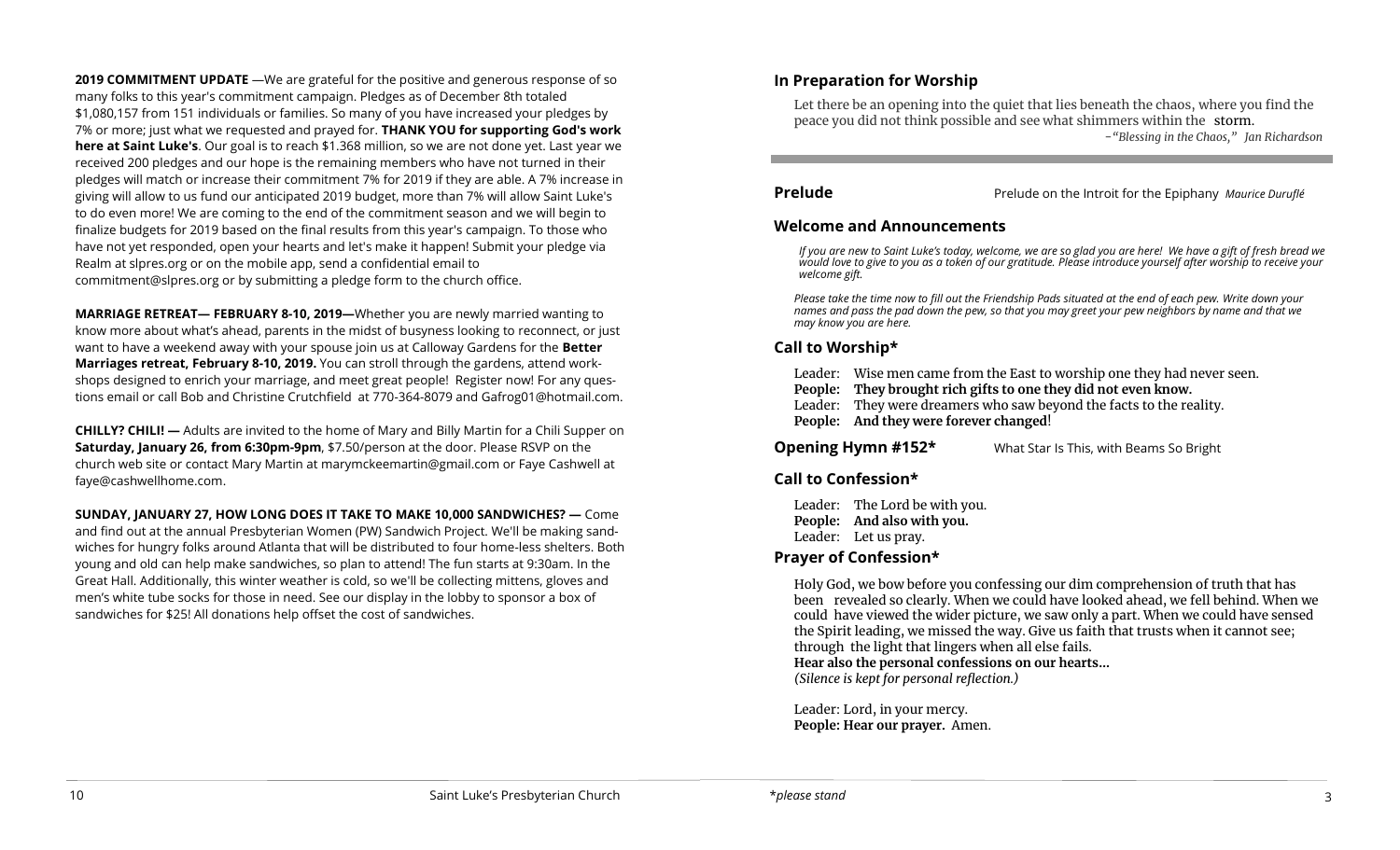**2019 COMMITMENT UPDATE** —We are grateful for the positive and generous response of so many folks to this year's commitment campaign. Pledges as of December 8th totaled $1,080,157 from 151 individuals or families. So many of you have increased your pledges by 7% or more; just what we requested and prayed for. **THANK YOU for supporting God's work here at Saint Luke's**. Our goal is to reach $1.368 million, so we are not done yet. Last year we received 200 pledges and our hope is the remaining members who have not turned in their pledges will match or increase their commitment 7% for 2019 if they are able. A 7% increase in giving will allow to us fund our anticipated 2019 budget, more than 7% will allow Saint Luke's to do even more! We are coming to the end of the commitment season and we will begin to finalize budgets for 2019 based on the final results from this year's campaign. To those who have not yet responded, open your hearts and let's make it happen! Submit your pledge via Realm at slpres.org or on the mobile app, send a confidential email to commitment@slpres.org or by submitting a pledge form to the church office.

**MARRIAGE RETREAT— FEBRUARY 8-10, 2019—**Whether you are newly married wanting to know more about what's ahead, parents in the midst of busyness looking to reconnect, or just want to have a weekend away with your spouse join us at Calloway Gardens for the **Better Marriages retreat, February 8-10, 2019.** You can stroll through the gardens, attend workshops designed to enrich your marriage, and meet great people! Register now! For any questions email or call Bob and Christine Crutchfield at 770-364-8079 and Gafrog01@hotmail.com.

**CHILLY? CHILI! —** Adults are invited to the home of Mary and Billy Martin for a Chili Supper on **Saturday, January 26, from 6:30pm-9pm**, $7.50/person at the door. Please RSVP on the church web site or contact Mary Martin at marymckeemartin@gmail.com or Faye Cashwell at faye@cashwellhome.com.

**SUNDAY, JANUARY 27, HOW LONG DOES IT TAKE TO MAKE 10,000 SANDWICHES? —** Come and find out at the annual Presbyterian Women (PW) Sandwich Project. We'll be making sandwiches for hungry folks around Atlanta that will be distributed to four home-less shelters. Both young and old can help make sandwiches, so plan to attend! The fun starts at 9:30am. In the Great Hall. Additionally, this winter weather is cold, so we'll be collecting mittens, gloves and men's white tube socks for those in need. See our display in the lobby to sponsor a box of sandwiches for $25! All donations help offset the cost of sandwiches.

## In Preparation for Worship

Let there be an opening into the quiet that lies beneath the chaos, where you find the peace you did not think possible and see what shimmers within the storm.

*~"Blessing in the Chaos," Jan Richardson*

**Prelude** — Prelude on the Introit for the Epiphany *Maurice Duruflé*

## Welcome and Announcements

*If you are new to Saint Luke's today, welcome, we are so glad you are here! We have a gift of fresh bread we would love to give to you as a token of our gratitude. Please introduce yourself after worship to receive your welcome gift.*

*Please take the time now to fill out the Friendship Pads situated at the end of each pew. Write down your names and pass the pad down the pew, so that you may greet your pew neighbors by name and that we may know you are here.*

## Call to Worship*

Leader: Wise men came from the East to worship one they had never seen.
**People: They brought rich gifts to one they did not even know.**
Leader: They were dreamers who saw beyond the facts to the reality.
**People: And they were forever changed!**

**Opening Hymn #152*** — What Star Is This, with Beams So Bright

## Call to Confession*

Leader: The Lord be with you.
**People: And also with you.**
Leader: Let us pray.

## Prayer of Confession*

Holy God, we bow before you confessing our dim comprehension of truth that has been revealed so clearly. When we could have looked ahead, we fell behind. When we could have viewed the wider picture, we saw only a part. When we could have sensed the Spirit leading, we missed the way. Give us faith that trusts when it cannot see; through the light that lingers when all else fails.
**Hear also the personal confessions on our hearts…**
*(Silence is kept for personal reflection.)*

Leader: Lord, in your mercy.
**People: Hear our prayer.** Amen.

*please stand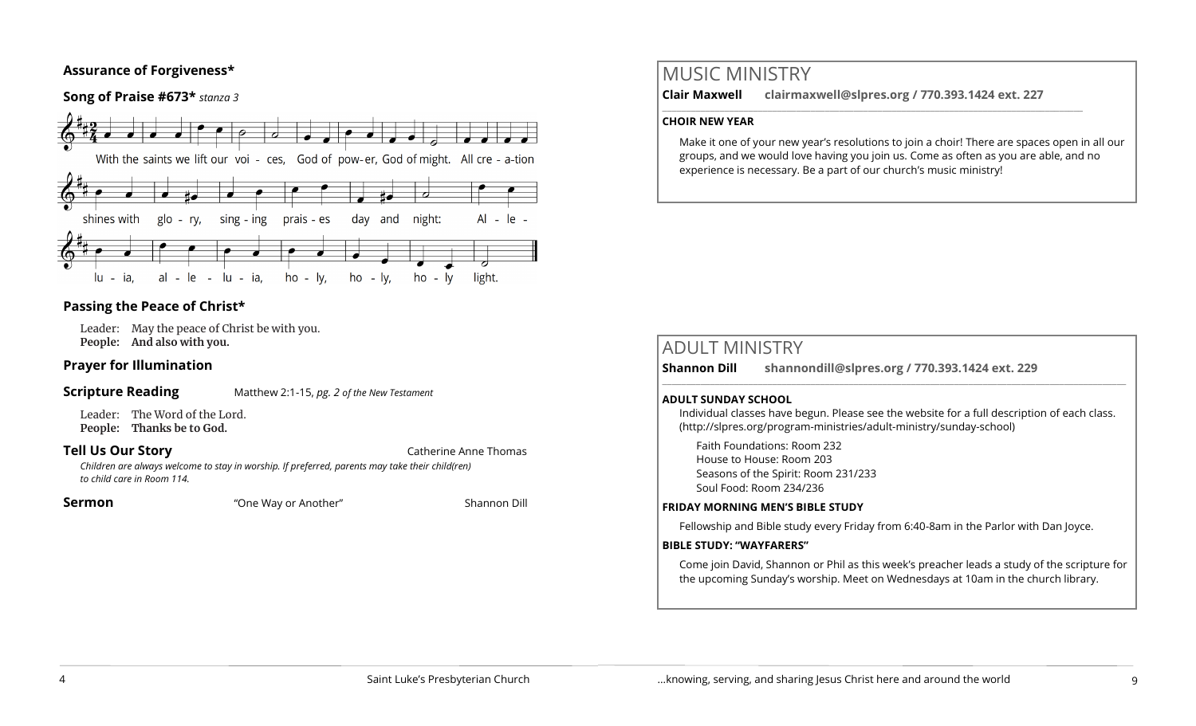**Assurance of Forgiveness***

**Song of Praise #673*** *stanza 3*

With the saints we lift our voi - ces, God of pow- er, God of might. All cre - a-tion shines with glo - ry, sing - ing prais - es day and night: Al - le - lu - ia, al - le - lu - ia, ho - ly, ho - ly, ho - ly light.

**Passing the Peace of Christ***

Leader: May the peace of Christ be with you.
**People: And also with you.**

**Prayer for Illumination**

**Scripture Reading** Matthew 2:1-15, *pg. 2 of the New Testament*

Leader: The Word of the Lord.
**People: Thanks be to God.**

**Tell Us Our Story** Catherine Anne Thomas

*Children are always welcome to stay in worship. If preferred, parents may take their child(ren) to child care in Room 114.*

**Sermon** "One Way or Another" Shannon Dill

## MUSIC MINISTRY

**Clair Maxwell clairmaxwell@slpres.org / 770.393.1424 ext. 227**

**CHOIR NEW YEAR**

Make it one of your new year's resolutions to join a choir! There are spaces open in all our groups, and we would love having you join us. Come as often as you are able, and no experience is necessary. Be a part of our church's music ministry!

## ADULT MINISTRY

**Shannon Dill shannondill@slpres.org / 770.393.1424 ext. 229**

**ADULT SUNDAY SCHOOL**

Individual classes have begun. Please see the website for a full description of each class. (http://slpres.org/program-ministries/adult-ministry/sunday-school)

Faith Foundations: Room 232
House to House: Room 203
Seasons of the Spirit: Room 231/233
Soul Food: Room 234/236

**FRIDAY MORNING MEN'S BIBLE STUDY**

Fellowship and Bible study every Friday from 6:40-8am in the Parlor with Dan Joyce.

**BIBLE STUDY: "WAYFARERS"**

Come join David, Shannon or Phil as this week's preacher leads a study of the scripture for the upcoming Sunday's worship. Meet on Wednesdays at 10am in the church library.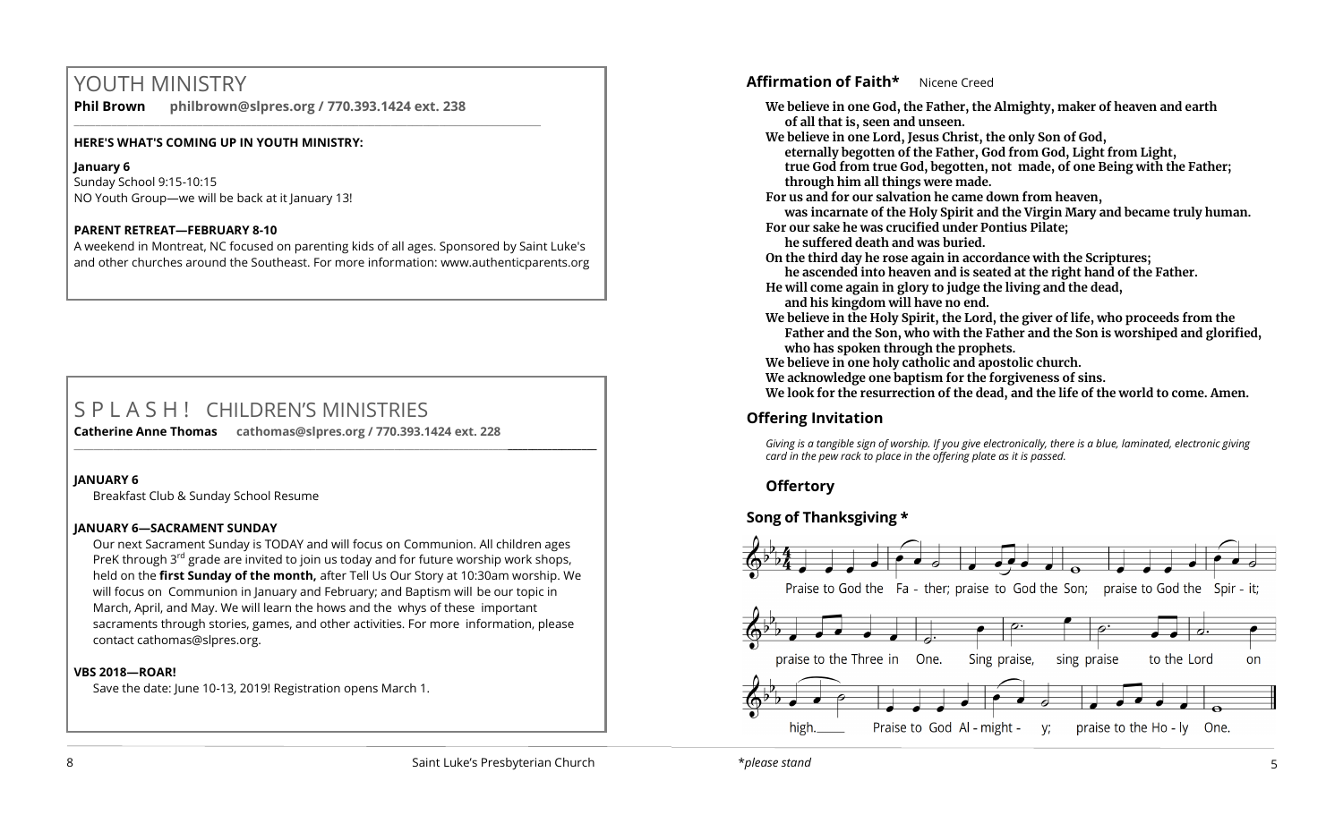# YOUTH MINISTRY

**Phil Brown** **philbrown@slpres.org / 770.393.1424 ext. 238**

**HERE'S WHAT'S COMING UP IN YOUTH MINISTRY:**

**January 6**
Sunday School 9:15-10:15
NO Youth Group—we will be back at it January 13!

**PARENT RETREAT—FEBRUARY 8-10**
A weekend in Montreat, NC focused on parenting kids of all ages. Sponsored by Saint Luke's and other churches around the Southeast. For more information: www.authenticparents.org

# S P L A S H ! CHILDREN'S MINISTRIES

**Catherine Anne Thomas** **cathomas@slpres.org / 770.393.1424 ext. 228**

**JANUARY 6**
Breakfast Club & Sunday School Resume

**JANUARY 6—SACRAMENT SUNDAY**
Our next Sacrament Sunday is TODAY and will focus on Communion. All children ages PreK through 3rd grade are invited to join us today and for future worship work shops, held on the **first Sunday of the month,** after Tell Us Our Story at 10:30am worship. We will focus on Communion in January and February; and Baptism will be our topic in March, April, and May. We will learn the hows and the whys of these important sacraments through stories, games, and other activities. For more information, please contact cathomas@slpres.org.

**VBS 2018—ROAR!**
Save the date: June 10-13, 2019! Registration opens March 1.

**Affirmation of Faith*** Nicene Creed

**We believe in one God, the Father, the Almighty, maker of heaven and earth of all that is, seen and unseen.**
**We believe in one Lord, Jesus Christ, the only Son of God, eternally begotten of the Father, God from God, Light from Light, true God from true God, begotten, not made, of one Being with the Father; through him all things were made.**
**For us and for our salvation he came down from heaven, was incarnate of the Holy Spirit and the Virgin Mary and became truly human.**
**For our sake he was crucified under Pontius Pilate; he suffered death and was buried.**
**On the third day he rose again in accordance with the Scriptures; he ascended into heaven and is seated at the right hand of the Father.**
**He will come again in glory to judge the living and the dead, and his kingdom will have no end.**
**We believe in the Holy Spirit, the Lord, the giver of life, who proceeds from the Father and the Son, who with the Father and the Son is worshiped and glorified, who has spoken through the prophets.**
**We believe in one holy catholic and apostolic church.**
**We acknowledge one baptism for the forgiveness of sins.**
**We look for the resurrection of the dead, and the life of the world to come. Amen.**

**Offering Invitation**

*Giving is a tangible sign of worship. If you give electronically, there is a blue, laminated, electronic giving card in the pew rack to place in the offering plate as it is passed.*

**Offertory**

**Song of Thanksgiving ***

Praise to God the Father; praise to God the Son; praise to God the Spirit; praise to the Three in One. Sing praise, sing praise to the Lord on high. Praise to God Almighty; praise to the Holy One.

*please stand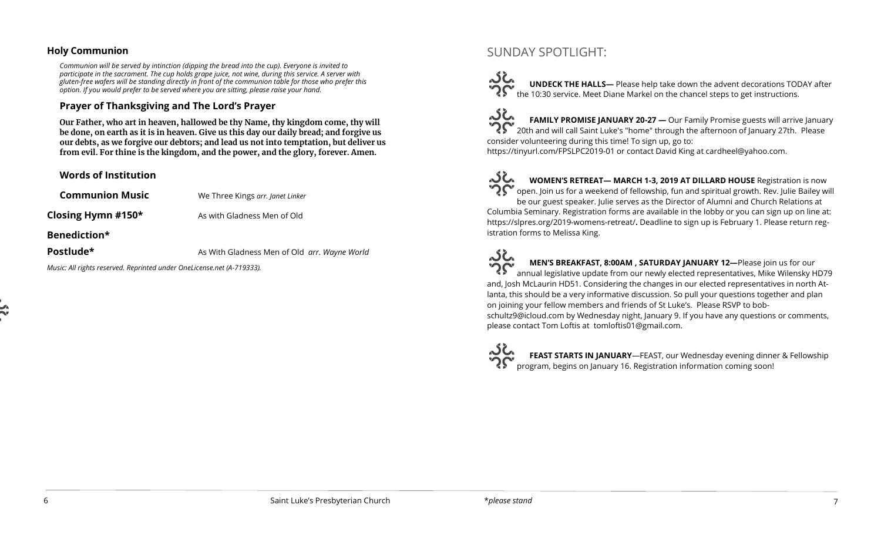### Holy Communion

*Communion will be served by intinction (dipping the bread into the cup). Everyone is invited to participate in the sacrament. The cup holds grape juice, not wine, during this service. A server with gluten-free wafers will be standing directly in front of the communion table for those who prefer this option. If you would prefer to be served where you are sitting, please raise your hand.*

### Prayer of Thanksgiving and The Lord's Prayer

**Our Father, who art in heaven, hallowed be thy Name, thy kingdom come, thy will be done, on earth as it is in heaven. Give us this day our daily bread; and forgive us our debts, as we forgive our debtors; and lead us not into temptation, but deliver us from evil. For thine is the kingdom, and the power, and the glory, forever. Amen.**

### Words of Institution

**Communion Music** We Three Kings *arr. Janet Linker*

**Closing Hymn #150*** As with Gladness Men of Old

**Benediction***

**Postlude*** As With Gladness Men of Old *arr. Wayne World*

*Music: All rights reserved. Reprinted under OneLicense.net (A-719333).*

## SUNDAY SPOTLIGHT:

**UNDECK THE HALLS—** Please help take down the advent decorations TODAY after the 10:30 service. Meet Diane Markel on the chancel steps to get instructions.

**FAMILY PROMISE JANUARY 20-27 —** Our Family Promise guests will arrive January 20th and will call Saint Luke's "home" through the afternoon of January 27th. Please consider volunteering during this time! To sign up, go to: https://tinyurl.com/FPSLPC2019-01 or contact David King at cardheel@yahoo.com.

**WOMEN'S RETREAT— MARCH 1-3, 2019 AT DILLARD HOUSE** Registration is now open. Join us for a weekend of fellowship, fun and spiritual growth. Rev. Julie Bailey will be our guest speaker. Julie serves as the Director of Alumni and Church Relations at Columbia Seminary. Registration forms are available in the lobby or you can sign up on line at: https://slpres.org/2019-womens-retreat/**.** Deadline to sign up is February 1. Please return registration forms to Melissa King.

**MEN'S BREAKFAST, 8:00AM , SATURDAY JANUARY 12—**Please join us for our annual legislative update from our newly elected representatives, Mike Wilensky HD79 and, Josh McLaurin HD51. Considering the changes in our elected representatives in north Atlanta, this should be a very informative discussion. So pull your questions together and plan on joining your fellow members and friends of St Luke's. Please RSVP to bobschultz9@icloud.com by Wednesday night, January 9. If you have any questions or comments, please contact Tom Loftis at tomloftis01@gmail.com.

**FEAST STARTS IN JANUARY**—FEAST, our Wednesday evening dinner & Fellowship program, begins on January 16. Registration information coming soon!

*\*please stand*